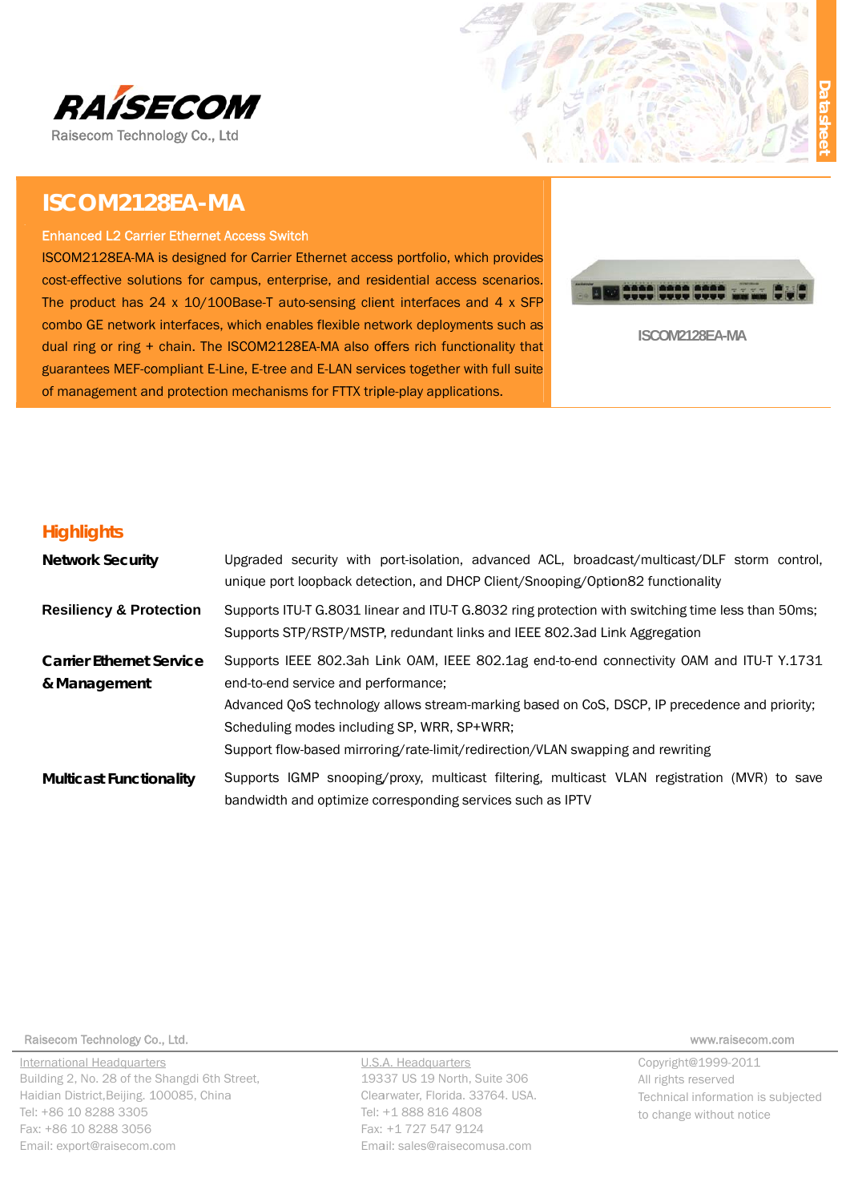RAISECOM

Raisecom Technology Co., Ltd

Datasheet

# ISCOM2128EA-MA

**Enhanced L2 Carrier Ethernet Access Switch**

ISCOM2128EA-MA is designed for Carrier Ethernet access portfolio, which provides cost-effective solutions for campus, enterprise, and residential access scenarios. The product has 24 x 10/100Base-T auto-sensing client interfaces and 4 x SFP combo GE network interfaces, which enables flexible network deployments such as dual ring or ring + chain. The ISCOM2128EA-MA also offers rich functionality that guarantees MEF-compliant E-Line, E-tree and E-LAN services together with full suite of management and protection mechanisms for FTTX triple-play applications.

ISCOM2128EA-MA

## Highlights

**Network Security**

Upgraded security with port-isolation, advanced ACL, broadcast/multicast/DLF storm control, unique port loopback detection, and DHCP Client/Snooping/Option82 functionality

**Resiliency & Protection**

Supports ITU-T G.8031 linear and ITU-T G.8032 ring protection with switching time less than 50ms; Supports STP/RSTP/MSTP, redundant links and IEEE 802.3ad Link Aggregation

**Carrier Ethernet Service & Management**

Supports IEEE 802.3ah Link OAM, IEEE 802.1ag end-to-end connectivity OAM and ITU-T Y.1731 end-to-end service and performance;
Advanced QoS technology allows stream-marking based on CoS, DSCP, IP precedence and priority;
Scheduling modes including SP, WRR, SP+WRR;
Support flow-based mirroring/rate-limit/redirection/VLAN swapping and rewriting

**Multicast Functionality**

Supports IGMP snooping/proxy, multicast filtering, multicast VLAN registration (MVR) to save bandwidth and optimize corresponding services such as IPTV

Raisecom Technology Co., Ltd. www.raisecom.com

International Headquarters
Building 2, No. 28 of the Shangdi 6th Street,
Haidian District,Beijing. 100085, China
Tel: +86 10 8288 3305
Fax: +86 10 8288 3056
Email: export@raisecom.com

U.S.A. Headquarters
19337 US 19 North, Suite 306
Clearwater, Florida. 33764. USA.
Tel: +1 888 816 4808
Fax: +1 727 547 9124
Email: sales@raisecomusa.com

Copyright@1999-2011
All rights reserved
Technical information is subjected to change without notice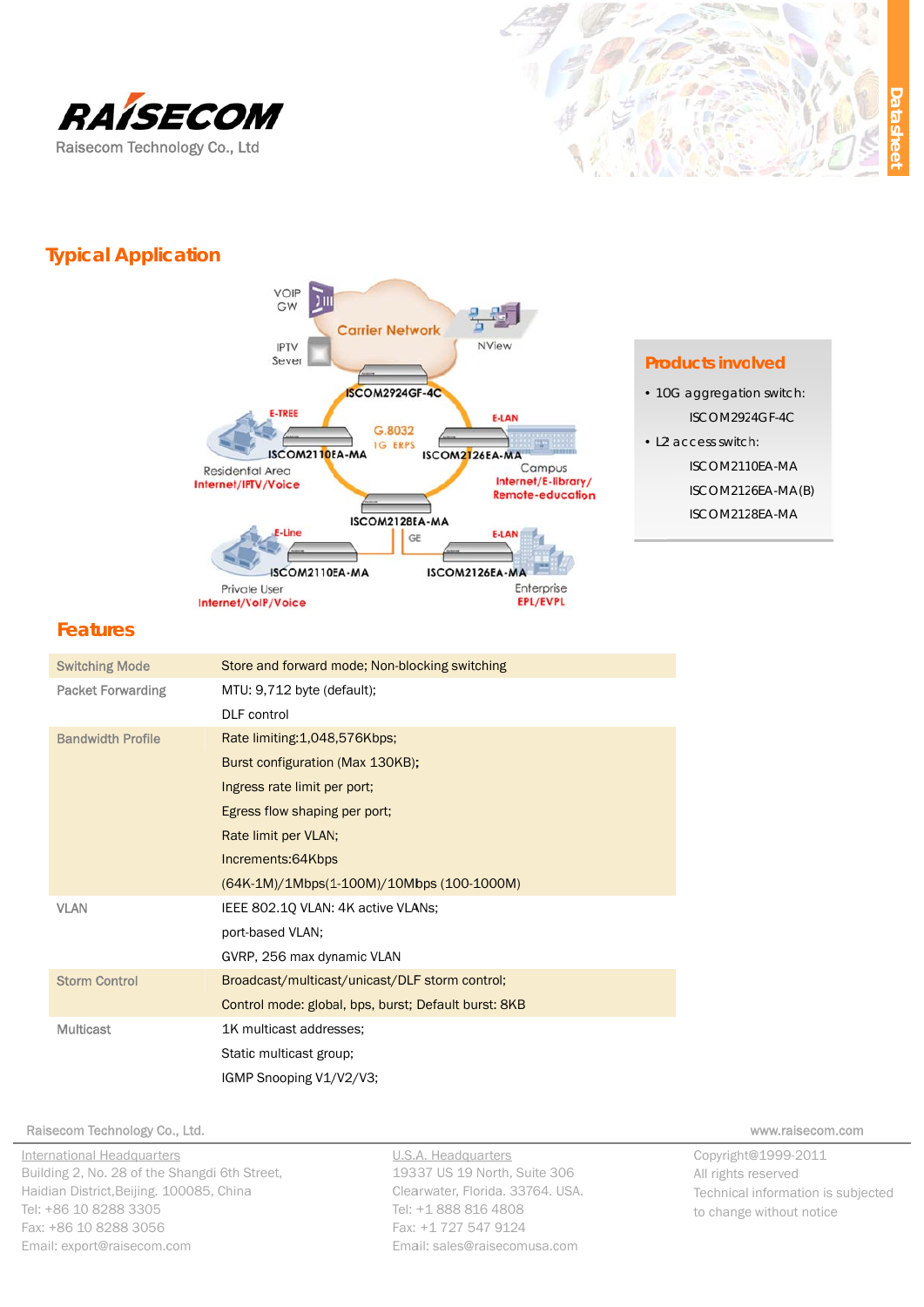## Typical Application

### Products involved

- 10G aggregation switch:
  - ISCOM2924GF-4C
- L2 access switch:
  - ISCOM2110EA-MA
  - ISCOM2126EA-MA(B)
  - ISCOM2128EA-MA

## Features

| | |
|---|---|
| Switching Mode | Store and forward mode; Non-blocking switching |
| Packet Forwarding | MTU: 9,712 byte (default);<br>DLF control |
| Bandwidth Profile | Rate limiting:1,048,576Kbps;<br>Burst configuration (Max 130KB);<br>Ingress rate limit per port;<br>Egress flow shaping per port;<br>Rate limit per VLAN;<br>Increments:64Kbps<br>(64K-1M)/1Mbps(1-100M)/10Mbps (100-1000M) |
| VLAN | IEEE 802.1Q VLAN: 4K active VLANs;<br>port-based VLAN;<br>GVRP, 256 max dynamic VLAN |
| Storm Control | Broadcast/multicast/unicast/DLF storm control;<br>Control mode: global, bps, burst; Default burst: 8KB |
| Multicast | 1K multicast addresses;<br>Static multicast group;<br>IGMP Snooping V1/V2/V3; |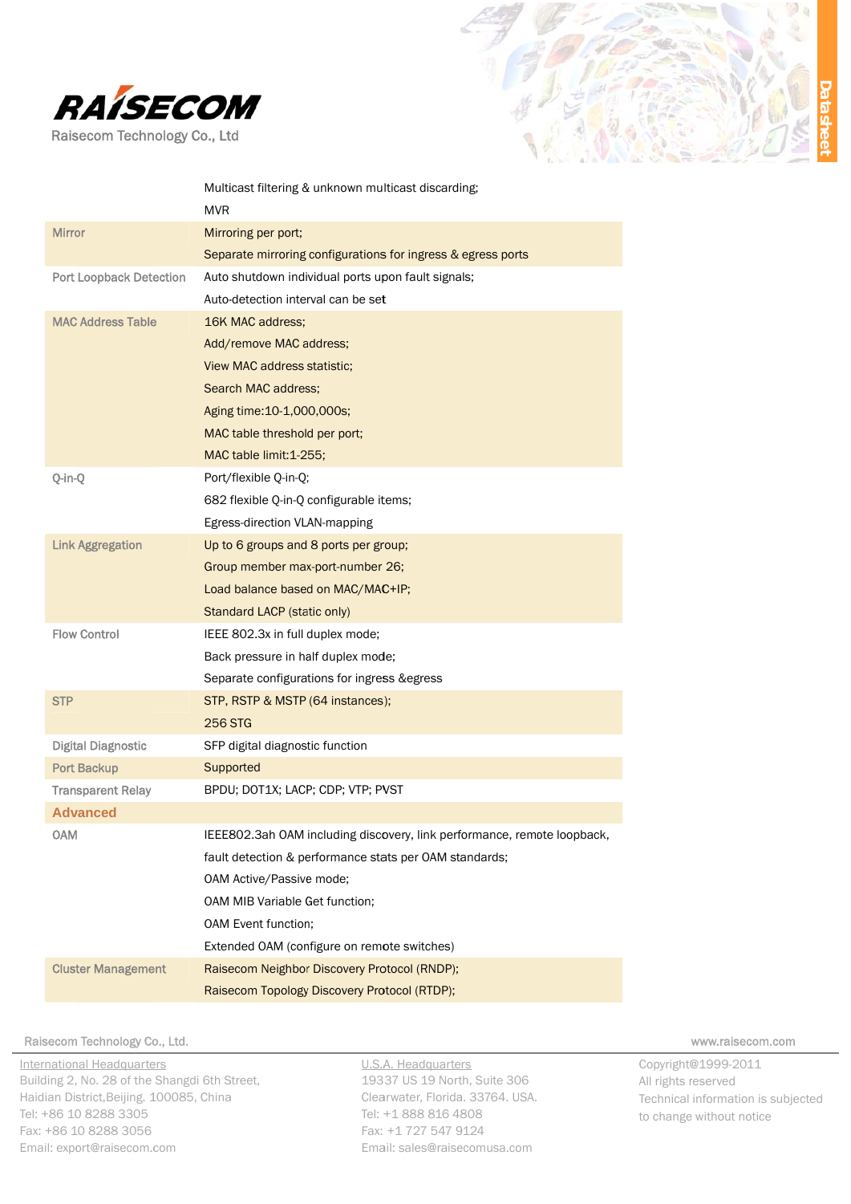| | |
|---|---|
| | Multicast filtering & unknown multicast discarding;<br>MVR |
| Mirror | Mirroring per port;<br>Separate mirroring configurations for ingress & egress ports |
| Port Loopback Detection | Auto shutdown individual ports upon fault signals;<br>Auto-detection interval can be set |
| MAC Address Table | 16K MAC address;<br>Add/remove MAC address;<br>View MAC address statistic;<br>Search MAC address;<br>Aging time:10-1,000,000s;<br>MAC table threshold per port;<br>MAC table limit:1-255; |
| Q-in-Q | Port/flexible Q-in-Q;<br>682 flexible Q-in-Q configurable items;<br>Egress-direction VLAN-mapping |
| Link Aggregation | Up to 6 groups and 8 ports per group;<br>Group member max-port-number 26;<br>Load balance based on MAC/MAC+IP;<br>Standard LACP (static only) |
| Flow Control | IEEE 802.3x in full duplex mode;<br>Back pressure in half duplex mode;<br>Separate configurations for ingress &egress |
| STP | STP, RSTP & MSTP (64 instances);<br>256 STG |
| Digital Diagnostic | SFP digital diagnostic function |
| Port Backup | Supported |
| Transparent Relay | BPDU; DOT1X; LACP; CDP; VTP; PVST |
| **Advanced** | |
| OAM | IEEE802.3ah OAM including discovery, link performance, remote loopback, fault detection & performance stats per OAM standards;<br>OAM Active/Passive mode;<br>OAM MIB Variable Get function;<br>OAM Event function;<br>Extended OAM (configure on remote switches) |
| Cluster Management | Raisecom Neighbor Discovery Protocol (RNDP);<br>Raisecom Topology Discovery Protocol (RTDP); |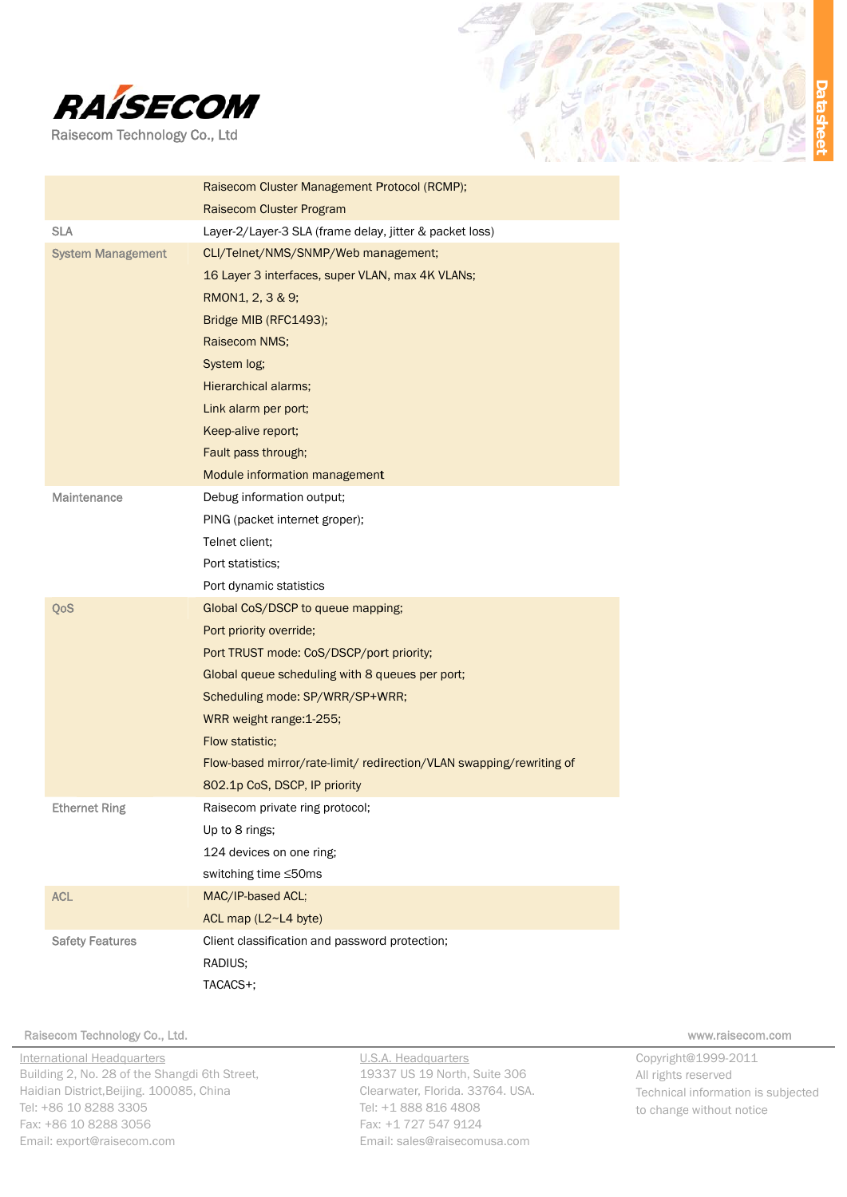| | |
|---|---|
| | Raisecom Cluster Management Protocol (RCMP);<br>Raisecom Cluster Program |
| SLA | Layer-2/Layer-3 SLA (frame delay, jitter & packet loss) |
| System Management | CLI/Telnet/NMS/SNMP/Web management;<br>16 Layer 3 interfaces, super VLAN, max 4K VLANs;<br>RMON1, 2, 3 & 9;<br>Bridge MIB (RFC1493);<br>Raisecom NMS;<br>System log;<br>Hierarchical alarms;<br>Link alarm per port;<br>Keep-alive report;<br>Fault pass through;<br>Module information management |
| Maintenance | Debug information output;<br>PING (packet internet groper);<br>Telnet client;<br>Port statistics;<br>Port dynamic statistics |
| QoS | Global CoS/DSCP to queue mapping;<br>Port priority override;<br>Port TRUST mode: CoS/DSCP/port priority;<br>Global queue scheduling with 8 queues per port;<br>Scheduling mode: SP/WRR/SP+WRR;<br>WRR weight range:1-255;<br>Flow statistic;<br>Flow-based mirror/rate-limit/ redirection/VLAN swapping/rewriting of 802.1p CoS, DSCP, IP priority |
| Ethernet Ring | Raisecom private ring protocol;<br>Up to 8 rings;<br>124 devices on one ring;<br>switching time ≤50ms |
| ACL | MAC/IP-based ACL;<br>ACL map (L2~L4 byte) |
| Safety Features | Client classification and password protection;<br>RADIUS;<br>TACACS+; |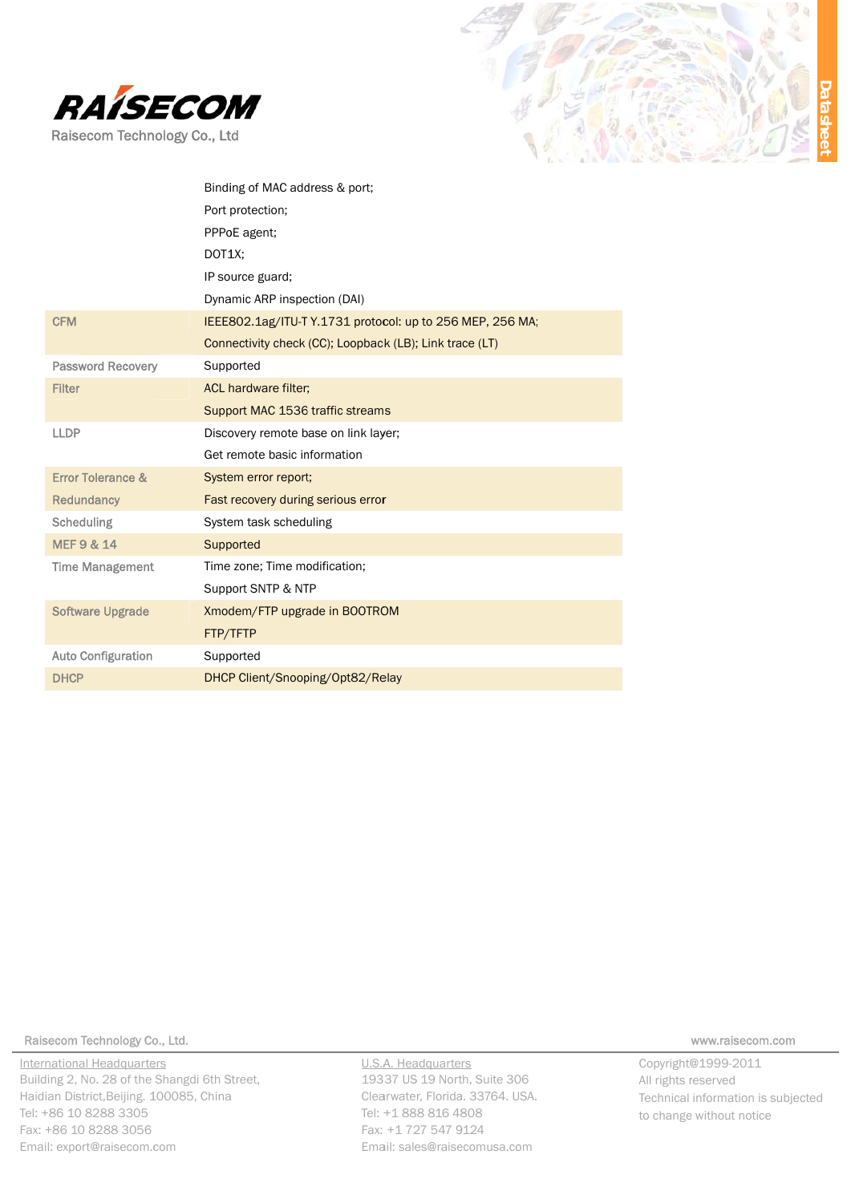| | |
|---|---|
| | Binding of MAC address & port;<br>Port protection;<br>PPPoE agent;<br>DOT1X;<br>IP source guard;<br>Dynamic ARP inspection (DAI) |
| CFM | IEEE802.1ag/ITU-T Y.1731 protocol: up to 256 MEP, 256 MA;<br>Connectivity check (CC); Loopback (LB); Link trace (LT) |
| Password Recovery | Supported |
| Filter | ACL hardware filter;<br>Support MAC 1536 traffic streams |
| LLDP | Discovery remote base on link layer;<br>Get remote basic information |
| Error Tolerance & Redundancy | System error report;<br>Fast recovery during serious error |
| Scheduling | System task scheduling |
| MEF 9 & 14 | Supported |
| Time Management | Time zone; Time modification;<br>Support SNTP & NTP |
| Software Upgrade | Xmodem/FTP upgrade in BOOTROM<br>FTP/TFTP |
| Auto Configuration | Supported |
| DHCP | DHCP Client/Snooping/Opt82/Relay |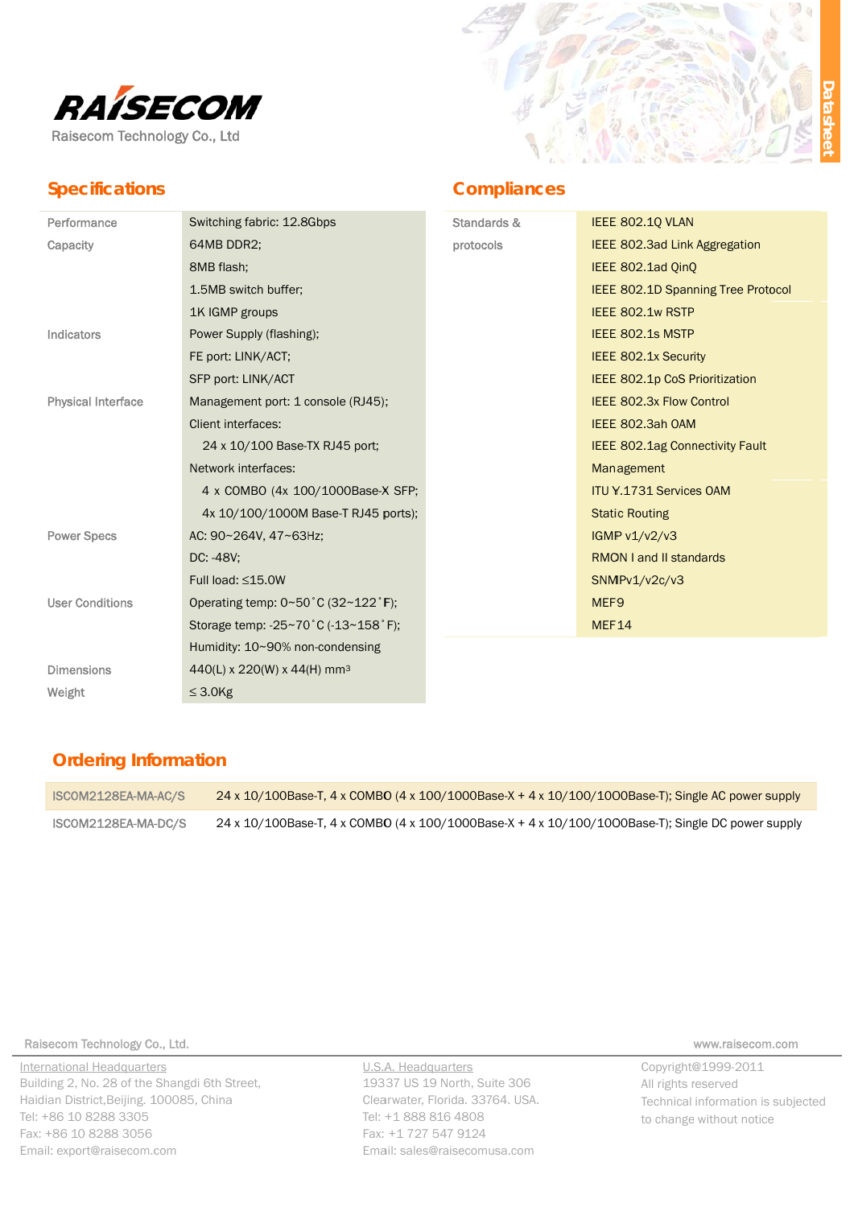RAISECOM

Raisecom Technology Co., Ltd

Datasheet

## Specifications

| | |
|---|---|
| Performance Capacity | Switching fabric: 12.8Gbps<br>64MB DDR2;<br>8MB flash;<br>1.5MB switch buffer;<br>1K IGMP groups |
| Indicators | Power Supply (flashing);<br>FE port: LINK/ACT;<br>SFP port: LINK/ACT |
| Physical Interface | Management port: 1 console (RJ45);<br>Client interfaces:<br>24 x 10/100 Base-TX RJ45 port;<br>Network interfaces:<br>4 x COMBO (4x 100/1000Base-X SFP;<br>4x 10/100/1000M Base-T RJ45 ports); |
| Power Specs | AC: 90~264V, 47~63Hz;<br>DC: -48V;<br>Full load: ≤15.0W |
| User Conditions | Operating temp: 0~50˚C (32~122˚F);<br>Storage temp: -25~70˚C (-13~158˚F);<br>Humidity: 10~90% non-condensing |
| Dimensions | 440(L) x 220(W) x 44(H) mm³ |
| Weight | ≤ 3.0Kg |

## Compliances

| | |
|---|---|
| Standards & protocols | IEEE 802.1Q VLAN<br>IEEE 802.3ad Link Aggregation<br>IEEE 802.1ad QinQ<br>IEEE 802.1D Spanning Tree Protocol<br>IEEE 802.1w RSTP<br>IEEE 802.1s MSTP<br>IEEE 802.1x Security<br>IEEE 802.1p CoS Prioritization<br>IEEE 802.3x Flow Control<br>IEEE 802.3ah OAM<br>IEEE 802.1ag Connectivity Fault Management<br>ITU Y.1731 Services OAM<br>Static Routing<br>IGMP v1/v2/v3<br>RMON I and II standards<br>SNMPv1/v2c/v3<br>MEF9<br>MEF14 |

## Ordering Information

| | |
|---|---|
| ISCOM2128EA-MA-AC/S | 24 x 10/100Base-T, 4 x COMBO (4 x 100/1000Base-X + 4 x 10/100/1000Base-T); Single AC power supply |
| ISCOM2128EA-MA-DC/S | 24 x 10/100Base-T, 4 x COMBO (4 x 100/1000Base-X + 4 x 10/100/1000Base-T); Single DC power supply |

Raisecom Technology Co., Ltd.

www.raisecom.com

International Headquarters
Building 2, No. 28 of the Shangdi 6th Street,
Haidian District,Beijing. 100085, China
Tel: +86 10 8288 3305
Fax: +86 10 8288 3056
Email: export@raisecom.com

U.S.A. Headquarters
19337 US 19 North, Suite 306
Clearwater, Florida. 33764. USA.
Tel: +1 888 816 4808
Fax: +1 727 547 9124
Email: sales@raisecomusa.com

Copyright@1999-2011
All rights reserved
Technical information is subjected to change without notice